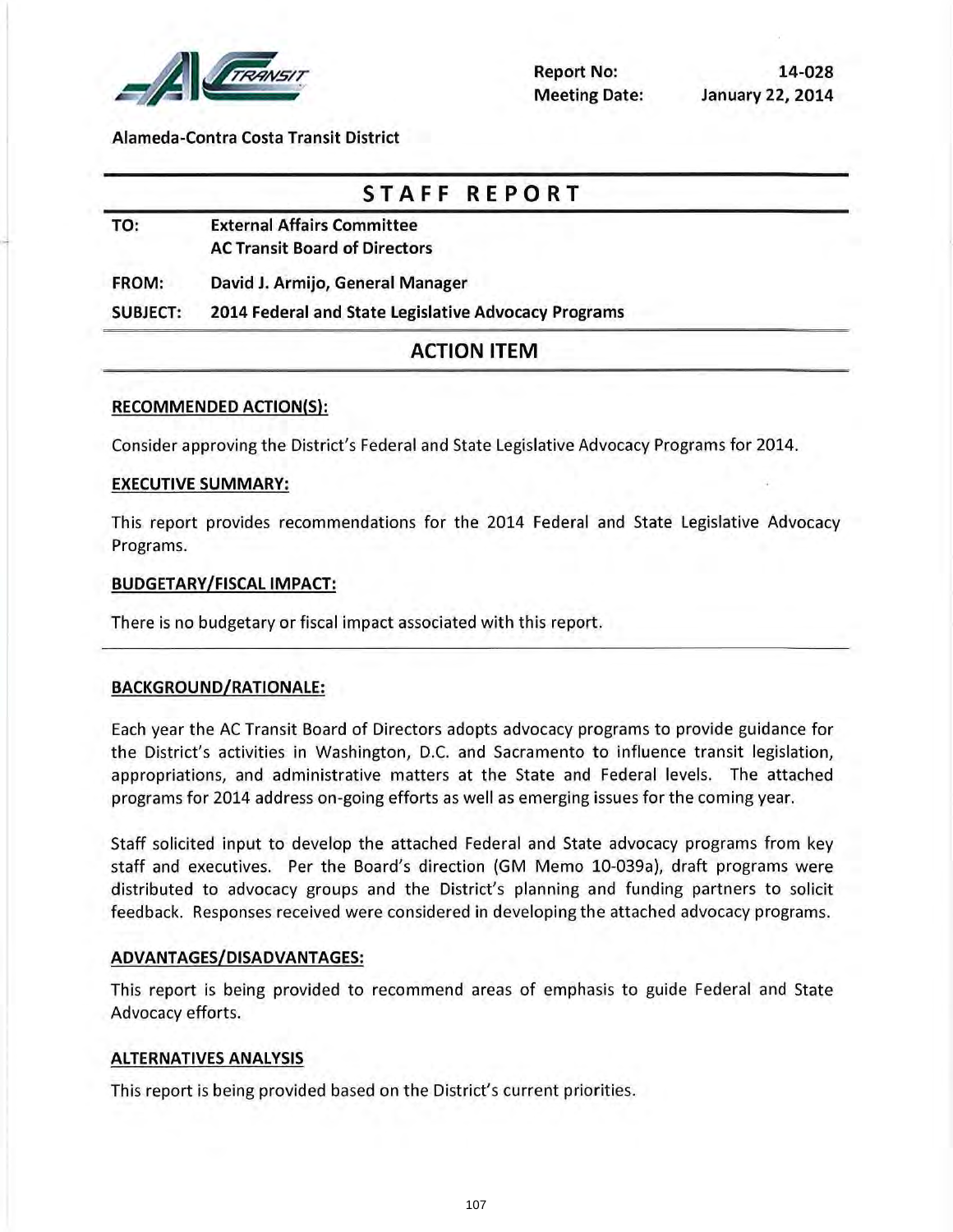Report No: 14-028
Meeting Date: January 22, 2014

Alameda-Contra Costa Transit District

# STAFF REPORT

**TO:** External Affairs Committee
AC Transit Board of Directors

**FROM:** David J. Armijo, General Manager

**SUBJECT:** 2014 Federal and State Legislative Advocacy Programs

## ACTION ITEM

### RECOMMENDED ACTION(S):

Consider approving the District's Federal and State Legislative Advocacy Programs for 2014.

### EXECUTIVE SUMMARY:

This report provides recommendations for the 2014 Federal and State Legislative Advocacy Programs.

### BUDGETARY/FISCAL IMPACT:

There is no budgetary or fiscal impact associated with this report.

### BACKGROUND/RATIONALE:

Each year the AC Transit Board of Directors adopts advocacy programs to provide guidance for the District's activities in Washington, D.C. and Sacramento to influence transit legislation, appropriations, and administrative matters at the State and Federal levels. The attached programs for 2014 address on-going efforts as well as emerging issues for the coming year.

Staff solicited input to develop the attached Federal and State advocacy programs from key staff and executives. Per the Board's direction (GM Memo 10-039a), draft programs were distributed to advocacy groups and the District's planning and funding partners to solicit feedback. Responses received were considered in developing the attached advocacy programs.

### ADVANTAGES/DISADVANTAGES:

This report is being provided to recommend areas of emphasis to guide Federal and State Advocacy efforts.

### ALTERNATIVES ANALYSIS

This report is being provided based on the District's current priorities.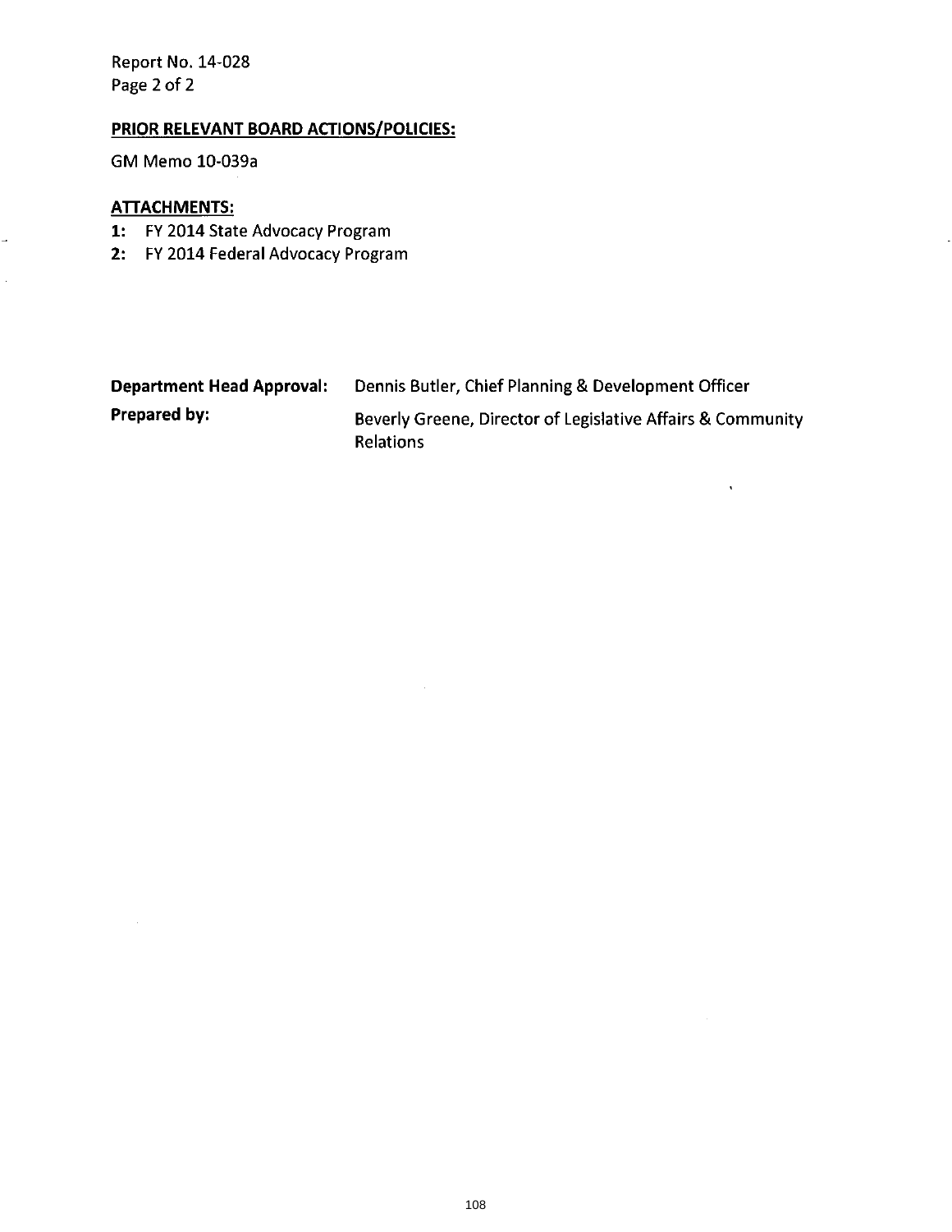**PRIOR RELEVANT BOARD ACTIONS/POLICIES:**

GM Memo 10-039a

**ATTACHMENTS:**

1: FY 2014 State Advocacy Program
2: FY 2014 Federal Advocacy Program

| | |
|---|---|
| **Department Head Approval:** | Dennis Butler, Chief Planning & Development Officer |
| **Prepared by:** | Beverly Greene, Director of Legislative Affairs & Community Relations |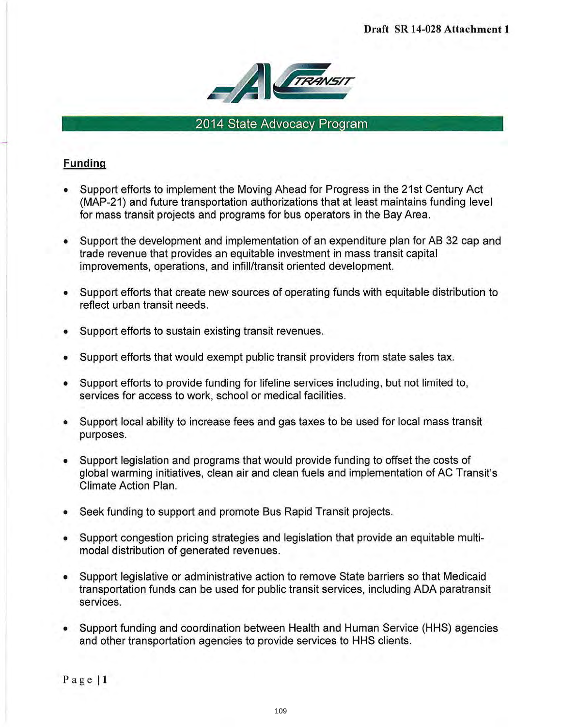Draft SR 14-028 Attachment 1

# 2014 State Advocacy Program

## Funding

- Support efforts to implement the Moving Ahead for Progress in the 21st Century Act (MAP-21) and future transportation authorizations that at least maintains funding level for mass transit projects and programs for bus operators in the Bay Area.
- Support the development and implementation of an expenditure plan for AB 32 cap and trade revenue that provides an equitable investment in mass transit capital improvements, operations, and infill/transit oriented development.
- Support efforts that create new sources of operating funds with equitable distribution to reflect urban transit needs.
- Support efforts to sustain existing transit revenues.
- Support efforts that would exempt public transit providers from state sales tax.
- Support efforts to provide funding for lifeline services including, but not limited to, services for access to work, school or medical facilities.
- Support local ability to increase fees and gas taxes to be used for local mass transit purposes.
- Support legislation and programs that would provide funding to offset the costs of global warming initiatives, clean air and clean fuels and implementation of AC Transit's Climate Action Plan.
- Seek funding to support and promote Bus Rapid Transit projects.
- Support congestion pricing strategies and legislation that provide an equitable multi-modal distribution of generated revenues.
- Support legislative or administrative action to remove State barriers so that Medicaid transportation funds can be used for public transit services, including ADA paratransit services.
- Support funding and coordination between Health and Human Service (HHS) agencies and other transportation agencies to provide services to HHS clients.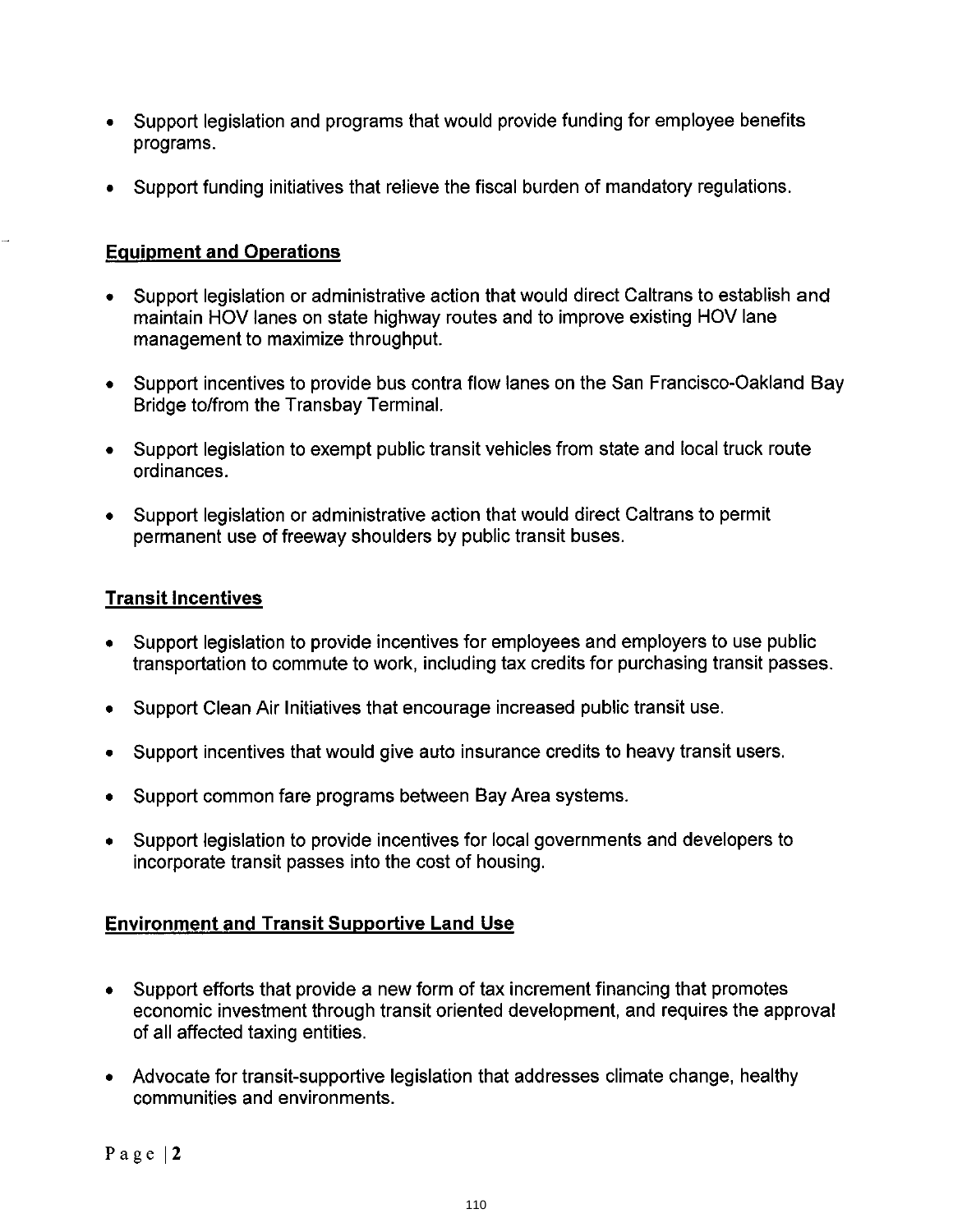- Support legislation and programs that would provide funding for employee benefits programs.
- Support funding initiatives that relieve the fiscal burden of mandatory regulations.

## Equipment and Operations

- Support legislation or administrative action that would direct Caltrans to establish and maintain HOV lanes on state highway routes and to improve existing HOV lane management to maximize throughput.
- Support incentives to provide bus contra flow lanes on the San Francisco-Oakland Bay Bridge to/from the Transbay Terminal.
- Support legislation to exempt public transit vehicles from state and local truck route ordinances.
- Support legislation or administrative action that would direct Caltrans to permit permanent use of freeway shoulders by public transit buses.

## Transit Incentives

- Support legislation to provide incentives for employees and employers to use public transportation to commute to work, including tax credits for purchasing transit passes.
- Support Clean Air Initiatives that encourage increased public transit use.
- Support incentives that would give auto insurance credits to heavy transit users.
- Support common fare programs between Bay Area systems.
- Support legislation to provide incentives for local governments and developers to incorporate transit passes into the cost of housing.

## Environment and Transit Supportive Land Use

- Support efforts that provide a new form of tax increment financing that promotes economic investment through transit oriented development, and requires the approval of all affected taxing entities.
- Advocate for transit-supportive legislation that addresses climate change, healthy communities and environments.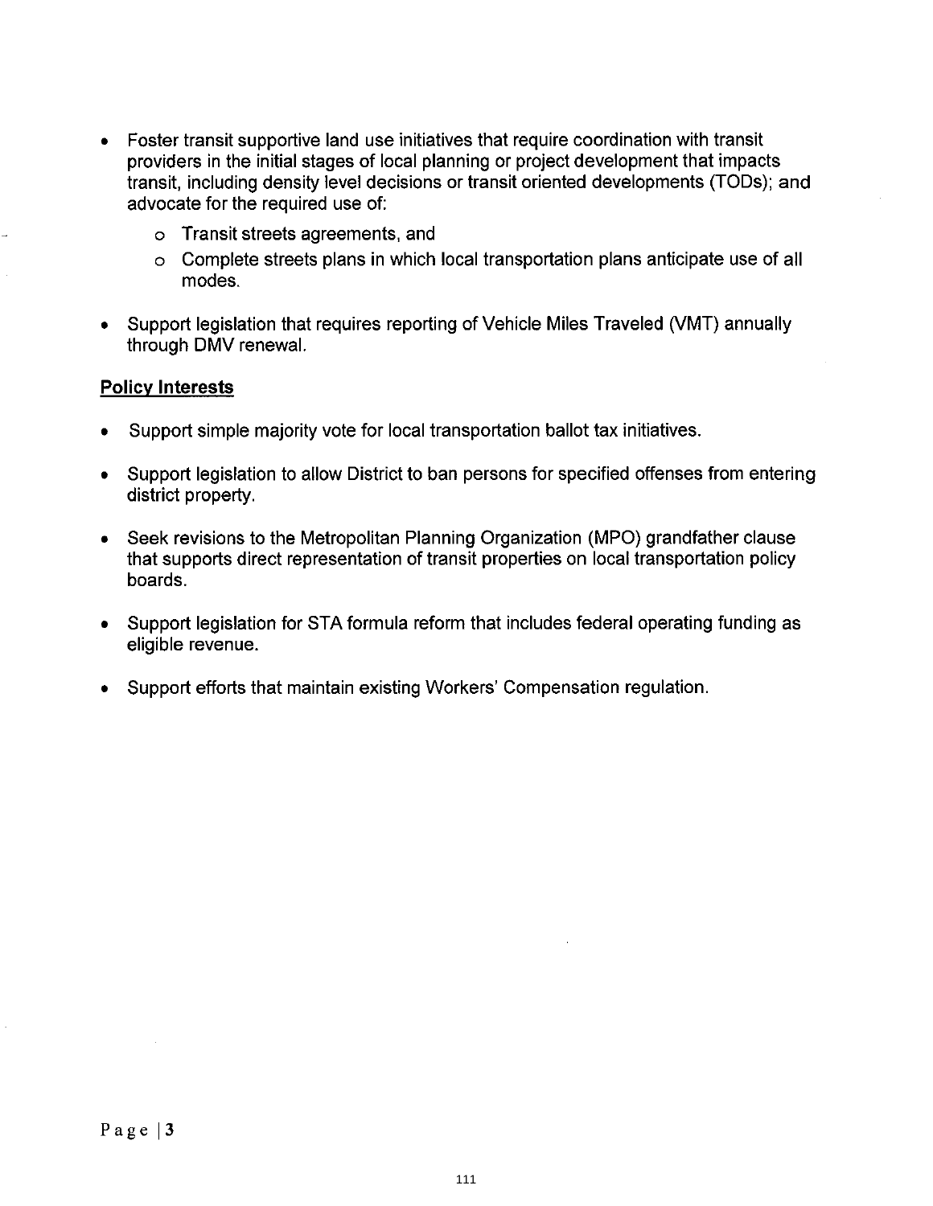- Foster transit supportive land use initiatives that require coordination with transit providers in the initial stages of local planning or project development that impacts transit, including density level decisions or transit oriented developments (TODs); and advocate for the required use of:
  - Transit streets agreements, and
  - Complete streets plans in which local transportation plans anticipate use of all modes.
- Support legislation that requires reporting of Vehicle Miles Traveled (VMT) annually through DMV renewal.

**Policy Interests**

- Support simple majority vote for local transportation ballot tax initiatives.
- Support legislation to allow District to ban persons for specified offenses from entering district property.
- Seek revisions to the Metropolitan Planning Organization (MPO) grandfather clause that supports direct representation of transit properties on local transportation policy boards.
- Support legislation for STA formula reform that includes federal operating funding as eligible revenue.
- Support efforts that maintain existing Workers' Compensation regulation.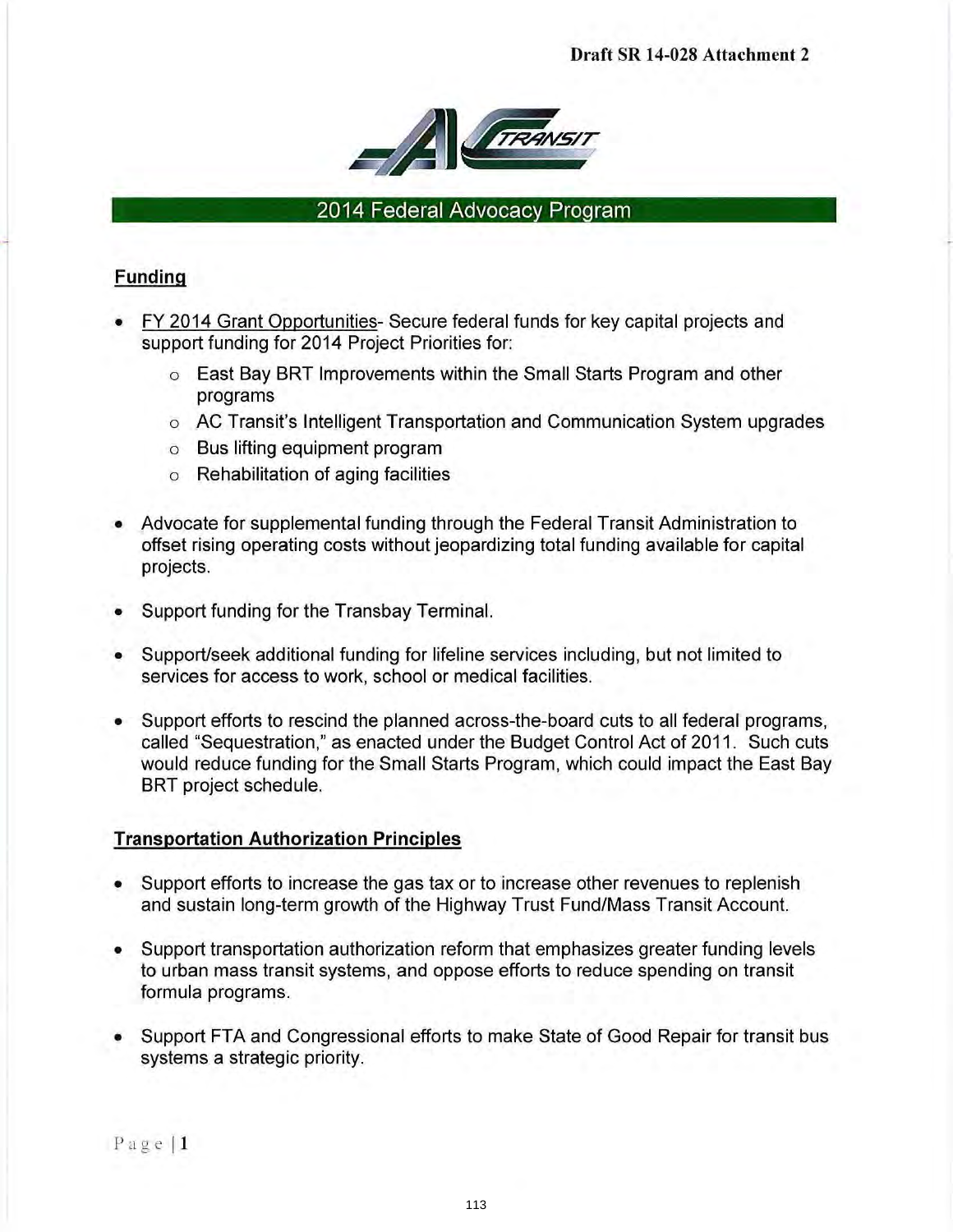Draft SR 14-028 Attachment 2

## 2014 Federal Advocacy Program

### Funding

- FY 2014 Grant Opportunities- Secure federal funds for key capital projects and support funding for 2014 Project Priorities for:
  - East Bay BRT Improvements within the Small Starts Program and other programs
  - AC Transit's Intelligent Transportation and Communication System upgrades
  - Bus lifting equipment program
  - Rehabilitation of aging facilities

- Advocate for supplemental funding through the Federal Transit Administration to offset rising operating costs without jeopardizing total funding available for capital projects.

- Support funding for the Transbay Terminal.

- Support/seek additional funding for lifeline services including, but not limited to services for access to work, school or medical facilities.

- Support efforts to rescind the planned across-the-board cuts to all federal programs, called "Sequestration," as enacted under the Budget Control Act of 2011. Such cuts would reduce funding for the Small Starts Program, which could impact the East Bay BRT project schedule.

### Transportation Authorization Principles

- Support efforts to increase the gas tax or to increase other revenues to replenish and sustain long-term growth of the Highway Trust Fund/Mass Transit Account.

- Support transportation authorization reform that emphasizes greater funding levels to urban mass transit systems, and oppose efforts to reduce spending on transit formula programs.

- Support FTA and Congressional efforts to make State of Good Repair for transit bus systems a strategic priority.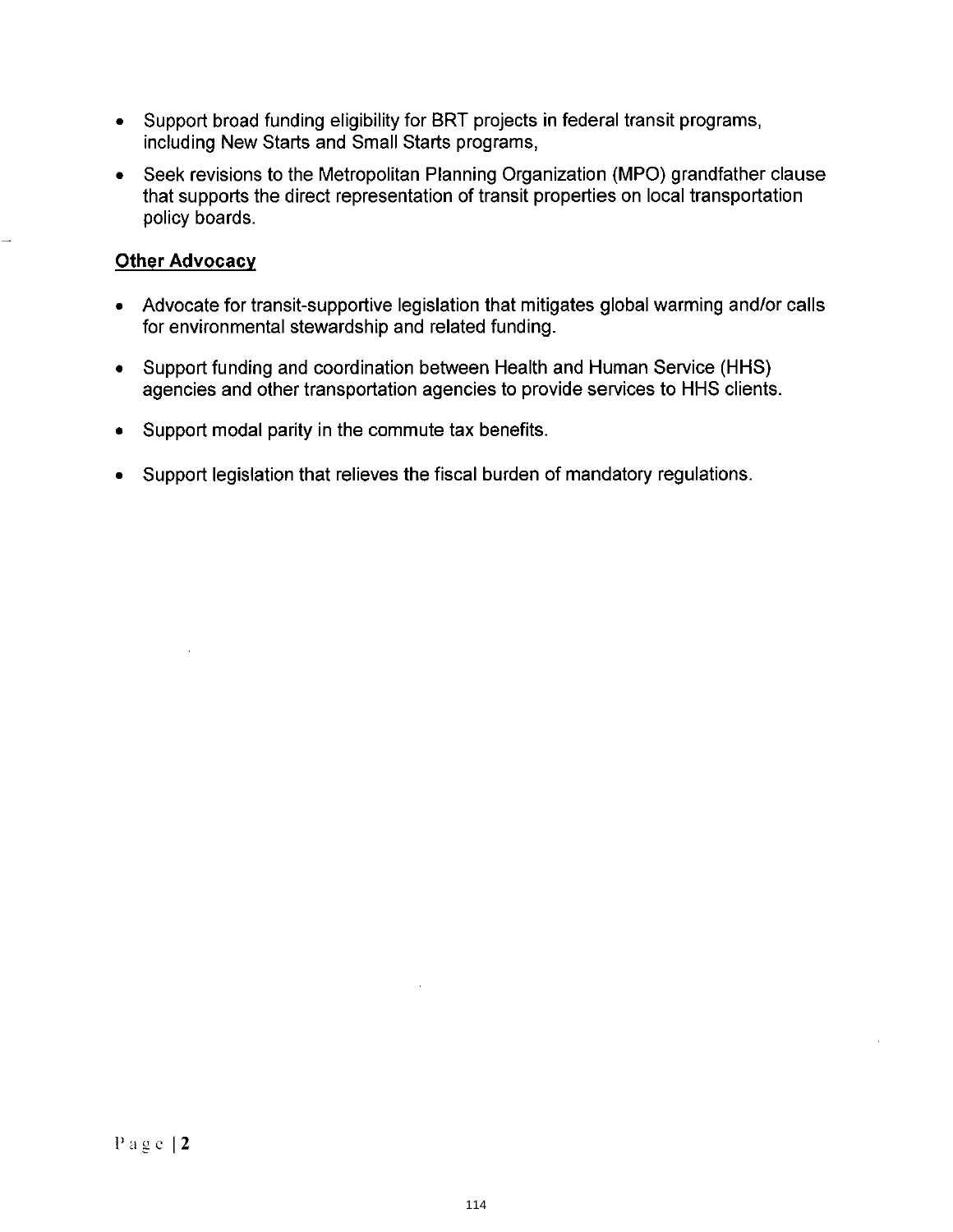- Support broad funding eligibility for BRT projects in federal transit programs, including New Starts and Small Starts programs,
- Seek revisions to the Metropolitan Planning Organization (MPO) grandfather clause that supports the direct representation of transit properties on local transportation policy boards.

**Other Advocacy**

- Advocate for transit-supportive legislation that mitigates global warming and/or calls for environmental stewardship and related funding.
- Support funding and coordination between Health and Human Service (HHS) agencies and other transportation agencies to provide services to HHS clients.
- Support modal parity in the commute tax benefits.
- Support legislation that relieves the fiscal burden of mandatory regulations.